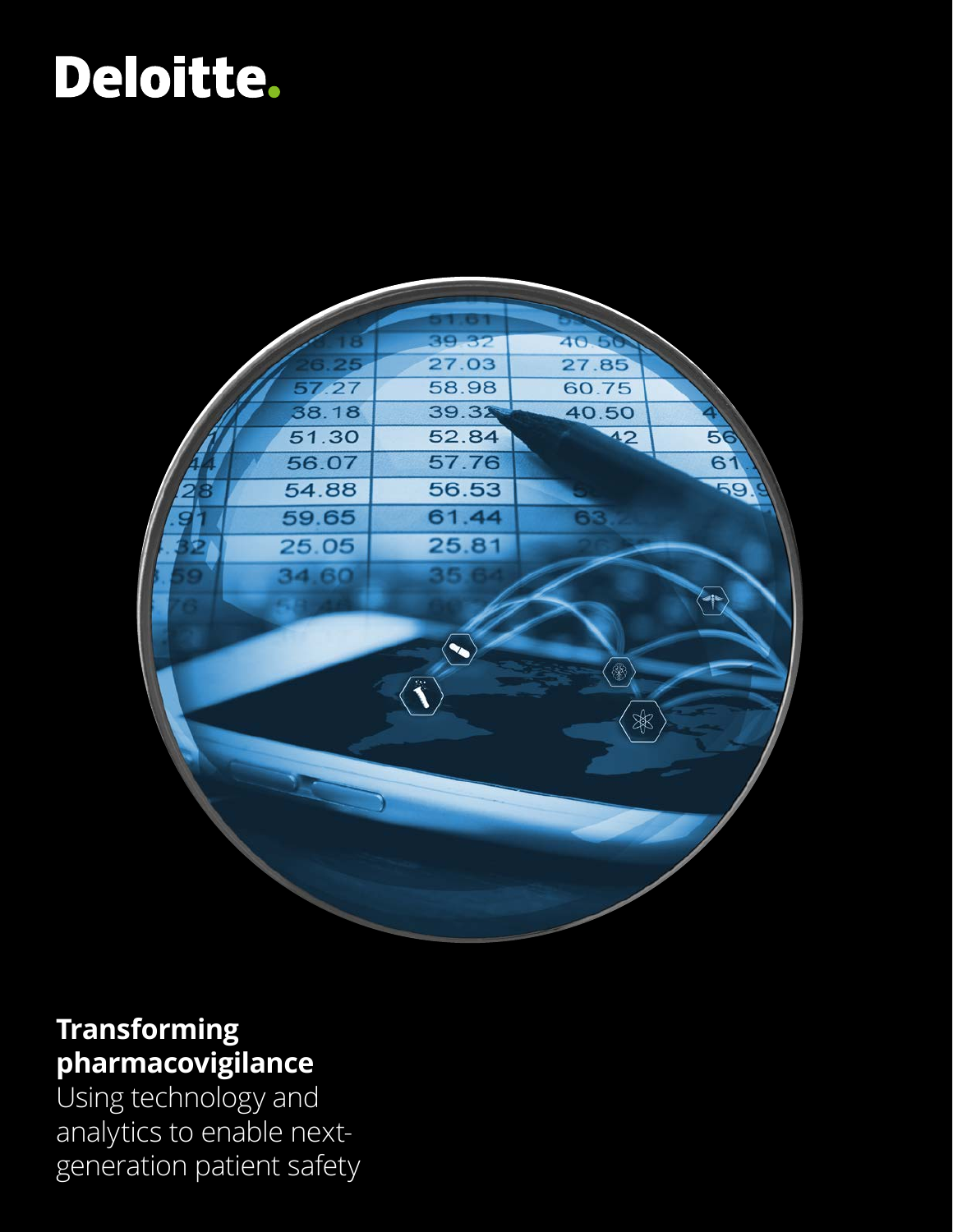Deloitte.

# Transforming pharmacovigilance

Using technology and analytics to enable next-generation patient safety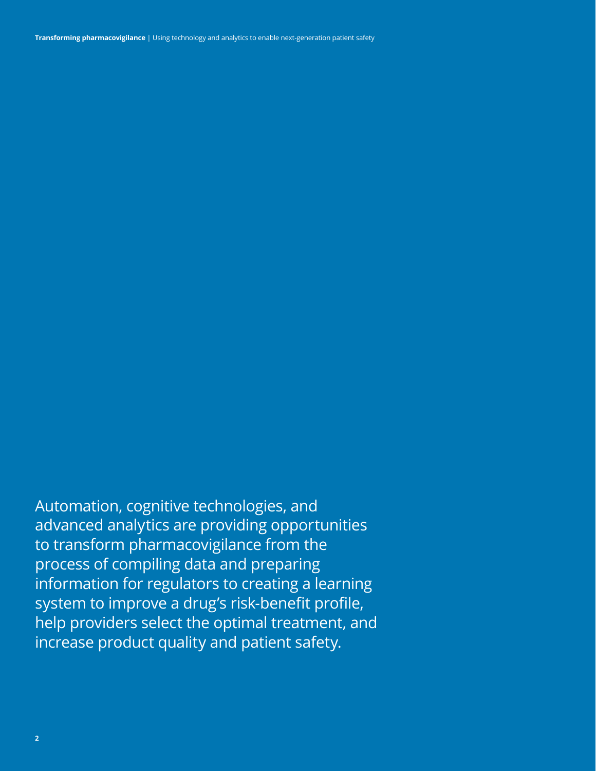Automation, cognitive technologies, and advanced analytics are providing opportunities to transform pharmacovigilance from the process of compiling data and preparing information for regulators to creating a learning system to improve a drug's risk-benefit profile, help providers select the optimal treatment, and increase product quality and patient safety.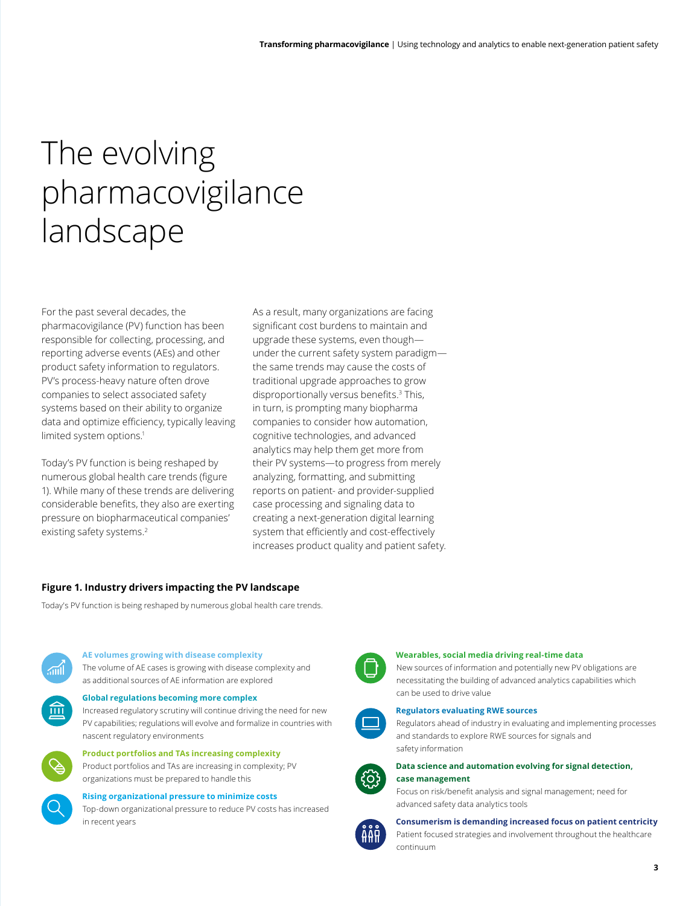# The evolving pharmacovigilance landscape

For the past several decades, the pharmacovigilance (PV) function has been responsible for collecting, processing, and reporting adverse events (AEs) and other product safety information to regulators. PV's process-heavy nature often drove companies to select associated safety systems based on their ability to organize data and optimize efficiency, typically leaving limited system options.[1]

Today's PV function is being reshaped by numerous global health care trends (figure 1). While many of these trends are delivering considerable benefits, they also are exerting pressure on biopharmaceutical companies' existing safety systems.[2]

As a result, many organizations are facing significant cost burdens to maintain and upgrade these systems, even though—under the current safety system paradigm—the same trends may cause the costs of traditional upgrade approaches to grow disproportionally versus benefits.[3] This, in turn, is prompting many biopharma companies to consider how automation, cognitive technologies, and advanced analytics may help them get more from their PV systems—to progress from merely analyzing, formatting, and submitting reports on patient- and provider-supplied case processing and signaling data to creating a next-generation digital learning system that efficiently and cost-effectively increases product quality and patient safety.

**Figure 1. Industry drivers impacting the PV landscape**

Today's PV function is being reshaped by numerous global health care trends.

**AE volumes growing with disease complexity**
The volume of AE cases is growing with disease complexity and as additional sources of AE information are explored

**Global regulations becoming more complex**
Increased regulatory scrutiny will continue driving the need for new PV capabilities; regulations will evolve and formalize in countries with nascent regulatory environments

**Product portfolios and TAs increasing complexity**
Product portfolios and TAs are increasing in complexity; PV organizations must be prepared to handle this

**Rising organizational pressure to minimize costs**
Top-down organizational pressure to reduce PV costs has increased in recent years

**Wearables, social media driving real-time data**
New sources of information and potentially new PV obligations are necessitating the building of advanced analytics capabilities which can be used to drive value

**Regulators evaluating RWE sources**
Regulators ahead of industry in evaluating and implementing processes and standards to explore RWE sources for signals and safety information

**Data science and automation evolving for signal detection, case management**
Focus on risk/benefit analysis and signal management; need for advanced safety data analytics tools

**Consumerism is demanding increased focus on patient centricity**
Patient focused strategies and involvement throughout the healthcare continuum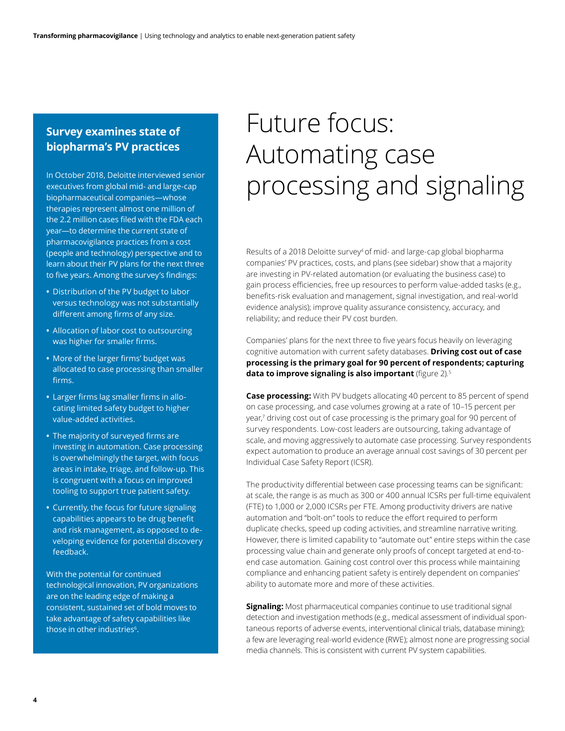# Future focus: Automating case processing and signaling

Results of a 2018 Deloitte survey[4] of mid- and large-cap global biopharma companies' PV practices, costs, and plans (see sidebar) show that a majority are investing in PV-related automation (or evaluating the business case) to gain process efficiencies, free up resources to perform value-added tasks (e.g., benefits-risk evaluation and management, signal investigation, and real-world evidence analysis); improve quality assurance consistency, accuracy, and reliability; and reduce their PV cost burden.

Companies' plans for the next three to five years focus heavily on leveraging cognitive automation with current safety databases. **Driving cost out of case processing is the primary goal for 90 percent of respondents; capturing data to improve signaling is also important** (figure 2).[5]

**Case processing:** With PV budgets allocating 40 percent to 85 percent of spend on case processing, and case volumes growing at a rate of 10–15 percent per year,[7] driving cost out of case processing is the primary goal for 90 percent of survey respondents. Low-cost leaders are outsourcing, taking advantage of scale, and moving aggressively to automate case processing. Survey respondents expect automation to produce an average annual cost savings of 30 percent per Individual Case Safety Report (ICSR).

The productivity differential between case processing teams can be significant: at scale, the range is as much as 300 or 400 annual ICSRs per full-time equivalent (FTE) to 1,000 or 2,000 ICSRs per FTE. Among productivity drivers are native automation and "bolt-on" tools to reduce the effort required to perform duplicate checks, speed up coding activities, and streamline narrative writing. However, there is limited capability to "automate out" entire steps within the case processing value chain and generate only proofs of concept targeted at end-to-end case automation. Gaining cost control over this process while maintaining compliance and enhancing patient safety is entirely dependent on companies' ability to automate more and more of these activities.

**Signaling:** Most pharmaceutical companies continue to use traditional signal detection and investigation methods (e.g., medical assessment of individual spontaneous reports of adverse events, interventional clinical trials, database mining); a few are leveraging real-world evidence (RWE); almost none are progressing social media channels. This is consistent with current PV system capabilities.

## Survey examines state of biopharma's PV practices

In October 2018, Deloitte interviewed senior executives from global mid- and large-cap biopharmaceutical companies—whose therapies represent almost one million of the 2.2 million cases filed with the FDA each year—to determine the current state of pharmacovigilance practices from a cost (people and technology) perspective and to learn about their PV plans for the next three to five years. Among the survey's findings:

- Distribution of the PV budget to labor versus technology was not substantially different among firms of any size.
- Allocation of labor cost to outsourcing was higher for smaller firms.
- More of the larger firms' budget was allocated to case processing than smaller firms.
- Larger firms lag smaller firms in allocating limited safety budget to higher value-added activities.
- The majority of surveyed firms are investing in automation. Case processing is overwhelmingly the target, with focus areas in intake, triage, and follow-up. This is congruent with a focus on improved tooling to support true patient safety.
- Currently, the focus for future signaling capabilities appears to be drug benefit and risk management, as opposed to developing evidence for potential discovery feedback.

With the potential for continued technological innovation, PV organizations are on the leading edge of making a consistent, sustained set of bold moves to take advantage of safety capabilities like those in other industries[6].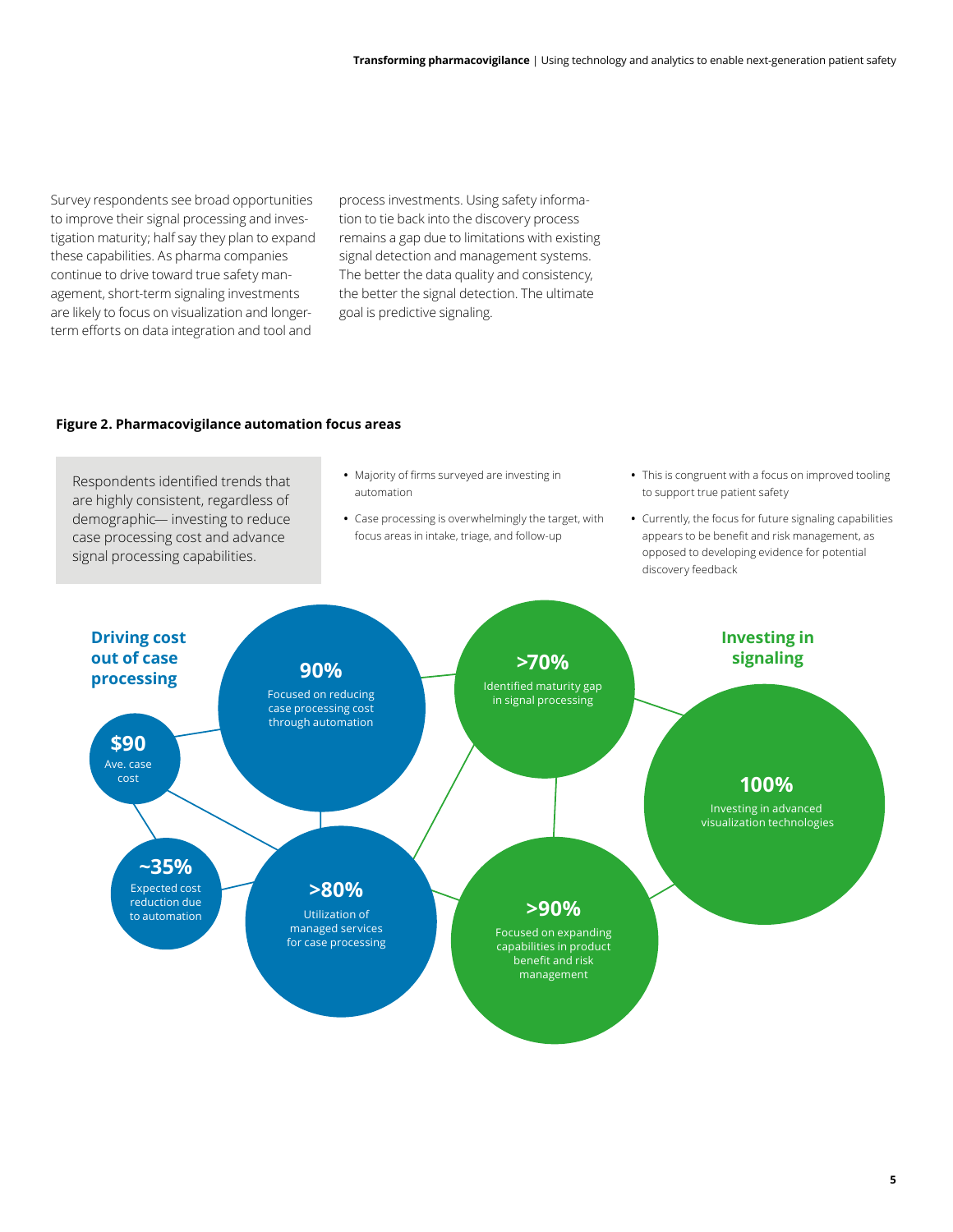Survey respondents see broad opportunities to improve their signal processing and investigation maturity; half say they plan to expand these capabilities. As pharma companies continue to drive toward true safety management, short-term signaling investments are likely to focus on visualization and longer-term efforts on data integration and tool and process investments. Using safety information to tie back into the discovery process remains a gap due to limitations with existing signal detection and management systems. The better the data quality and consistency, the better the signal detection. The ultimate goal is predictive signaling.

**Figure 2. Pharmacovigilance automation focus areas**

Respondents identified trends that are highly consistent, regardless of demographic— investing to reduce case processing cost and advance signal processing capabilities.

- Majority of firms surveyed are investing in automation
- Case processing is overwhelmingly the target, with focus areas in intake, triage, and follow-up

- This is congruent with a focus on improved tooling to support true patient safety
- Currently, the focus for future signaling capabilities appears to be benefit and risk management, as opposed to developing evidence for potential discovery feedback

**Driving cost out of case processing**

- **$90** Ave. case cost
- **90%** Focused on reducing case processing cost through automation
- **~35%** Expected cost reduction due to automation
- **>80%** Utilization of managed services for case processing

**Investing in signaling**

- **>70%** Identified maturity gap in signal processing
- **100%** Investing in advanced visualization technologies
- **>90%** Focused on expanding capabilities in product benefit and risk management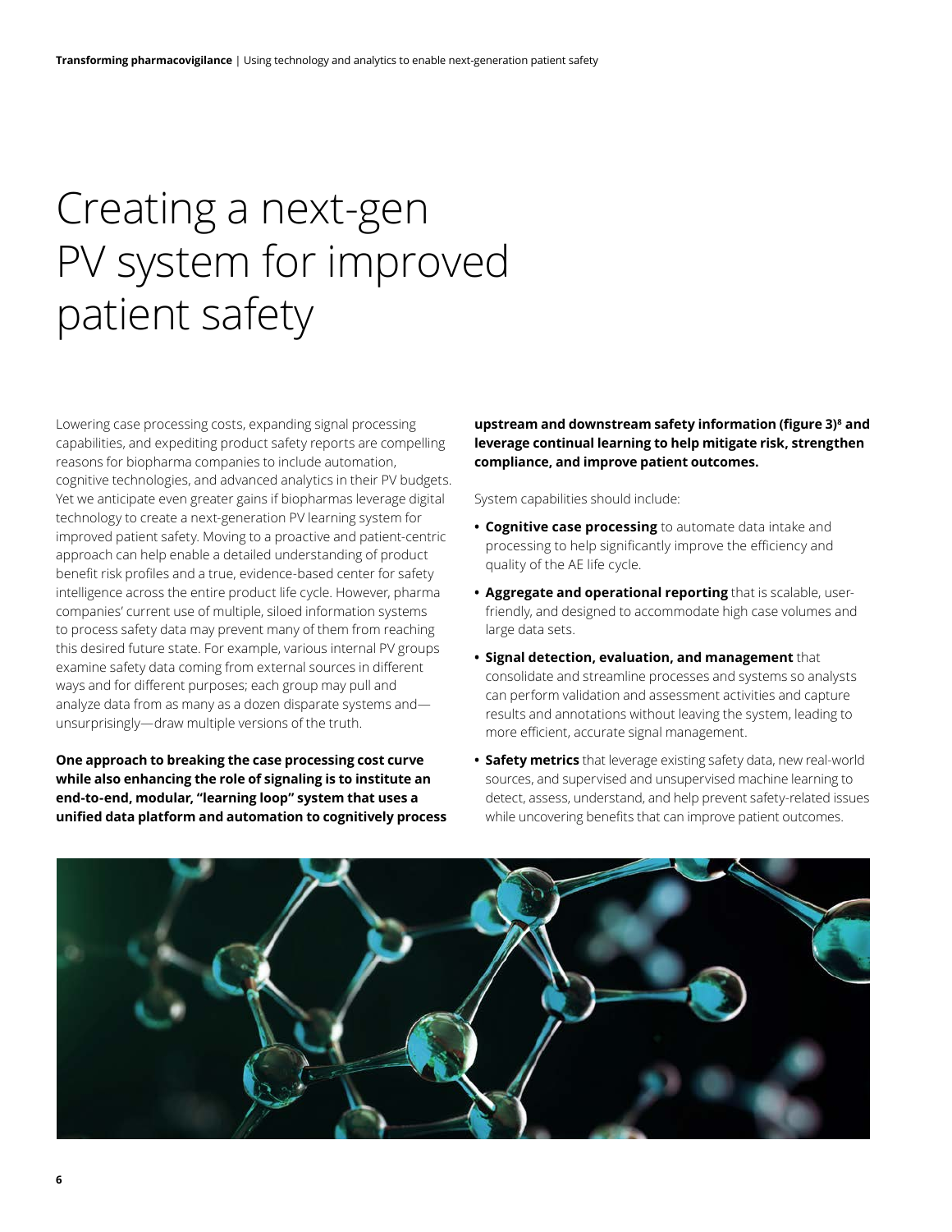# Creating a next-gen PV system for improved patient safety

Lowering case processing costs, expanding signal processing capabilities, and expediting product safety reports are compelling reasons for biopharma companies to include automation, cognitive technologies, and advanced analytics in their PV budgets. Yet we anticipate even greater gains if biopharmas leverage digital technology to create a next-generation PV learning system for improved patient safety. Moving to a proactive and patient-centric approach can help enable a detailed understanding of product benefit risk profiles and a true, evidence-based center for safety intelligence across the entire product life cycle. However, pharma companies' current use of multiple, siloed information systems to process safety data may prevent many of them from reaching this desired future state. For example, various internal PV groups examine safety data coming from external sources in different ways and for different purposes; each group may pull and analyze data from as many as a dozen disparate systems and—unsurprisingly—draw multiple versions of the truth.

**One approach to breaking the case processing cost curve while also enhancing the role of signaling is to institute an end-to-end, modular, "learning loop" system that uses a unified data platform and automation to cognitively process upstream and downstream safety information (figure 3)[8] and leverage continual learning to help mitigate risk, strengthen compliance, and improve patient outcomes.**

System capabilities should include:

- **Cognitive case processing** to automate data intake and processing to help significantly improve the efficiency and quality of the AE life cycle.
- **Aggregate and operational reporting** that is scalable, user-friendly, and designed to accommodate high case volumes and large data sets.
- **Signal detection, evaluation, and management** that consolidate and streamline processes and systems so analysts can perform validation and assessment activities and capture results and annotations without leaving the system, leading to more efficient, accurate signal management.
- **Safety metrics** that leverage existing safety data, new real-world sources, and supervised and unsupervised machine learning to detect, assess, understand, and help prevent safety-related issues while uncovering benefits that can improve patient outcomes.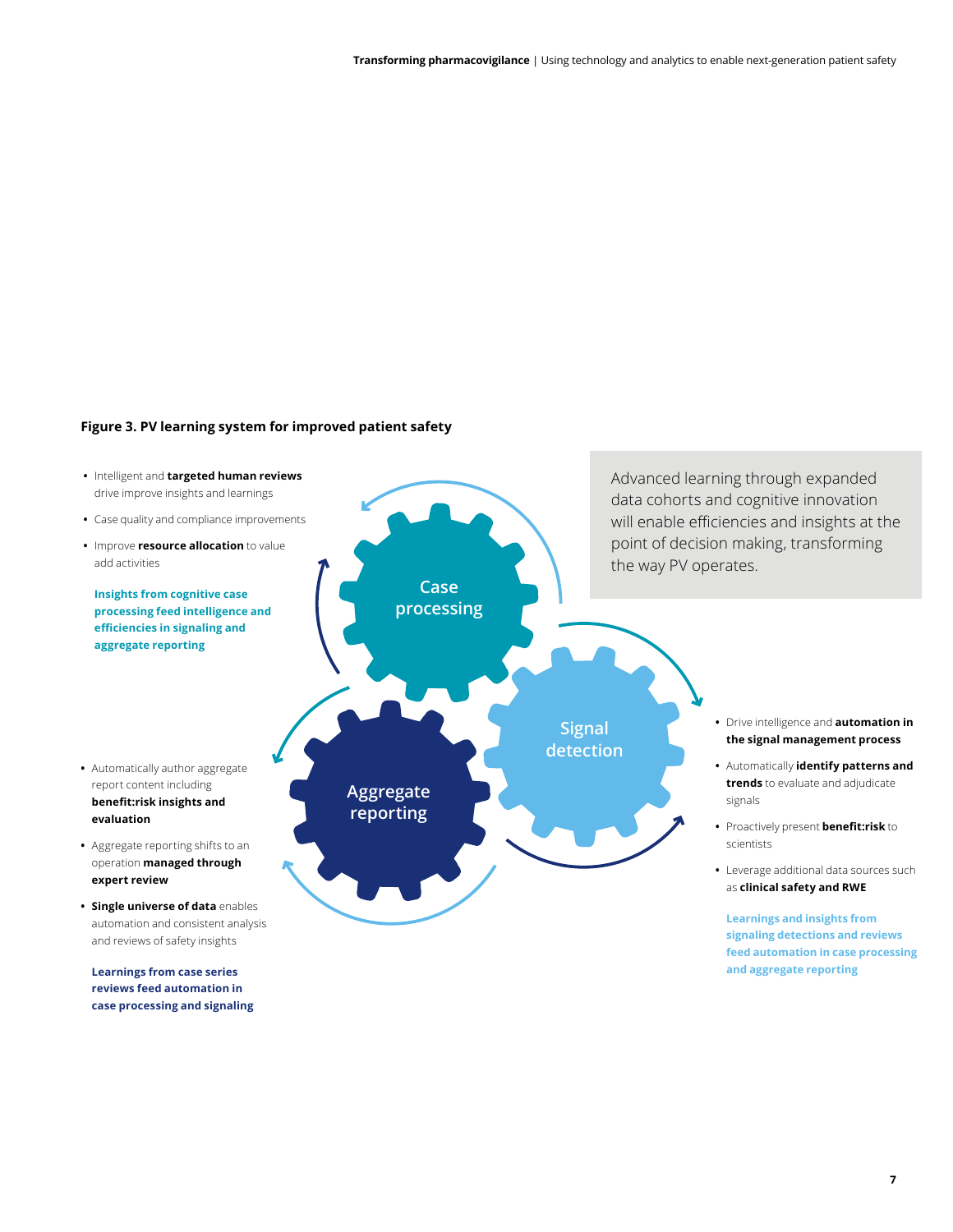**Figure 3. PV learning system for improved patient safety**

- Intelligent and **targeted human reviews** drive improve insights and learnings
- Case quality and compliance improvements
- Improve **resource allocation** to value add activities

**Insights from cognitive case processing feed intelligence and efficiencies in signaling and aggregate reporting**

Advanced learning through expanded data cohorts and cognitive innovation will enable efficiencies and insights at the point of decision making, transforming the way PV operates.

Case processing

Signal detection

Aggregate reporting

- Drive intelligence and **automation in the signal management process**
- Automatically **identify patterns and trends** to evaluate and adjudicate signals
- Proactively present **benefit:risk** to scientists
- Leverage additional data sources such as **clinical safety and RWE**

**Learnings and insights from signaling detections and reviews feed automation in case processing and aggregate reporting**

- Automatically author aggregate report content including **benefit:risk insights and evaluation**
- Aggregate reporting shifts to an operation **managed through expert review**
- **Single universe of data** enables automation and consistent analysis and reviews of safety insights

**Learnings from case series reviews feed automation in case processing and signaling**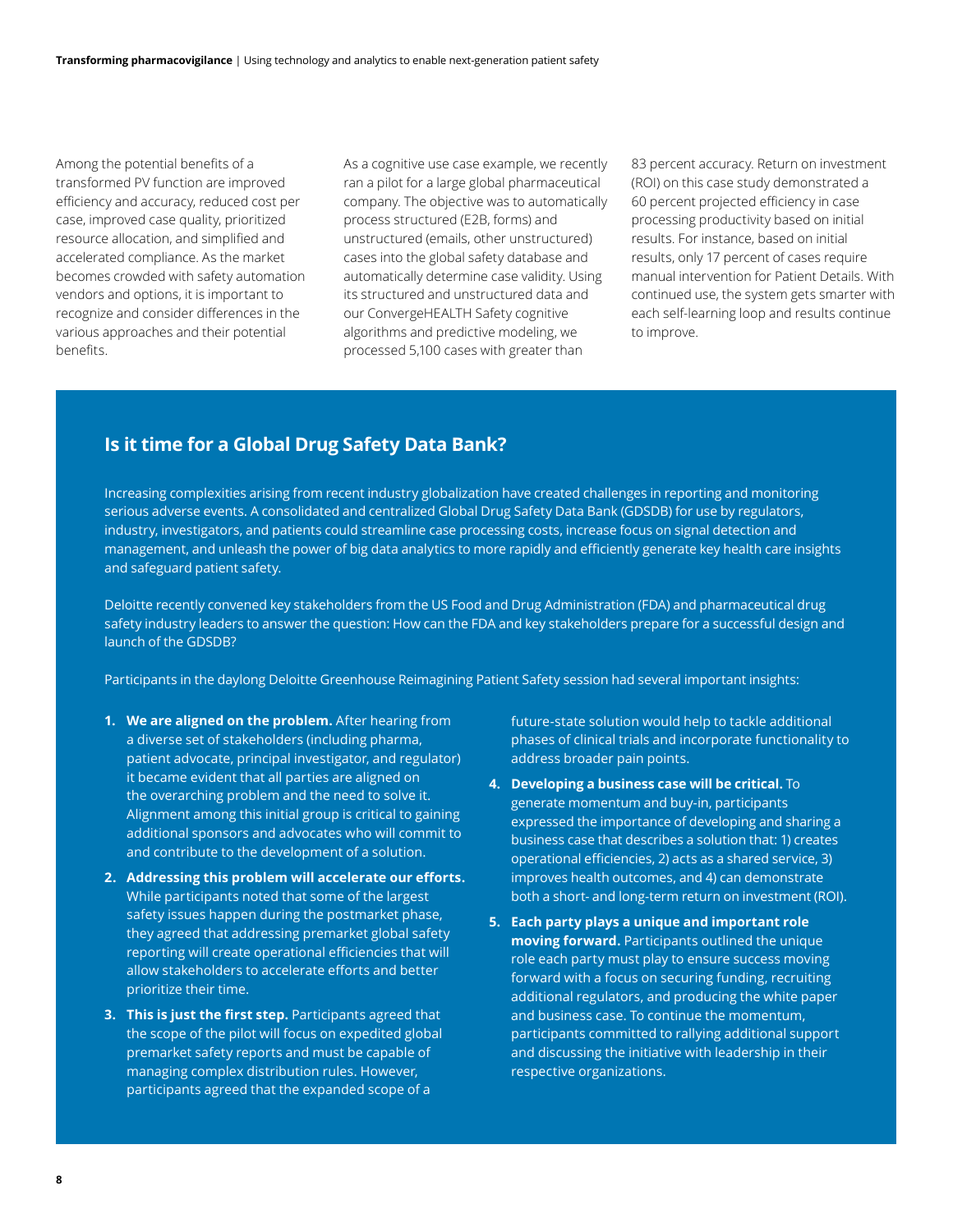Among the potential benefits of a transformed PV function are improved efficiency and accuracy, reduced cost per case, improved case quality, prioritized resource allocation, and simplified and accelerated compliance. As the market becomes crowded with safety automation vendors and options, it is important to recognize and consider differences in the various approaches and their potential benefits.

As a cognitive use case example, we recently ran a pilot for a large global pharmaceutical company. The objective was to automatically process structured (E2B, forms) and unstructured (emails, other unstructured) cases into the global safety database and automatically determine case validity. Using its structured and unstructured data and our ConvergeHEALTH Safety cognitive algorithms and predictive modeling, we processed 5,100 cases with greater than 83 percent accuracy. Return on investment (ROI) on this case study demonstrated a 60 percent projected efficiency in case processing productivity based on initial results. For instance, based on initial results, only 17 percent of cases require manual intervention for Patient Details. With continued use, the system gets smarter with each self-learning loop and results continue to improve.

## Is it time for a Global Drug Safety Data Bank?

Increasing complexities arising from recent industry globalization have created challenges in reporting and monitoring serious adverse events. A consolidated and centralized Global Drug Safety Data Bank (GDSDB) for use by regulators, industry, investigators, and patients could streamline case processing costs, increase focus on signal detection and management, and unleash the power of big data analytics to more rapidly and efficiently generate key health care insights and safeguard patient safety.

Deloitte recently convened key stakeholders from the US Food and Drug Administration (FDA) and pharmaceutical drug safety industry leaders to answer the question: How can the FDA and key stakeholders prepare for a successful design and launch of the GDSDB?

Participants in the daylong Deloitte Greenhouse Reimagining Patient Safety session had several important insights:

1. **We are aligned on the problem.** After hearing from a diverse set of stakeholders (including pharma, patient advocate, principal investigator, and regulator) it became evident that all parties are aligned on the overarching problem and the need to solve it. Alignment among this initial group is critical to gaining additional sponsors and advocates who will commit to and contribute to the development of a solution.
2. **Addressing this problem will accelerate our efforts.** While participants noted that some of the largest safety issues happen during the postmarket phase, they agreed that addressing premarket global safety reporting will create operational efficiencies that will allow stakeholders to accelerate efforts and better prioritize their time.
3. **This is just the first step.** Participants agreed that the scope of the pilot will focus on expedited global premarket safety reports and must be capable of managing complex distribution rules. However, participants agreed that the expanded scope of a future-state solution would help to tackle additional phases of clinical trials and incorporate functionality to address broader pain points.
4. **Developing a business case will be critical.** To generate momentum and buy-in, participants expressed the importance of developing and sharing a business case that describes a solution that: 1) creates operational efficiencies, 2) acts as a shared service, 3) improves health outcomes, and 4) can demonstrate both a short- and long-term return on investment (ROI).
5. **Each party plays a unique and important role moving forward.** Participants outlined the unique role each party must play to ensure success moving forward with a focus on securing funding, recruiting additional regulators, and producing the white paper and business case. To continue the momentum, participants committed to rallying additional support and discussing the initiative with leadership in their respective organizations.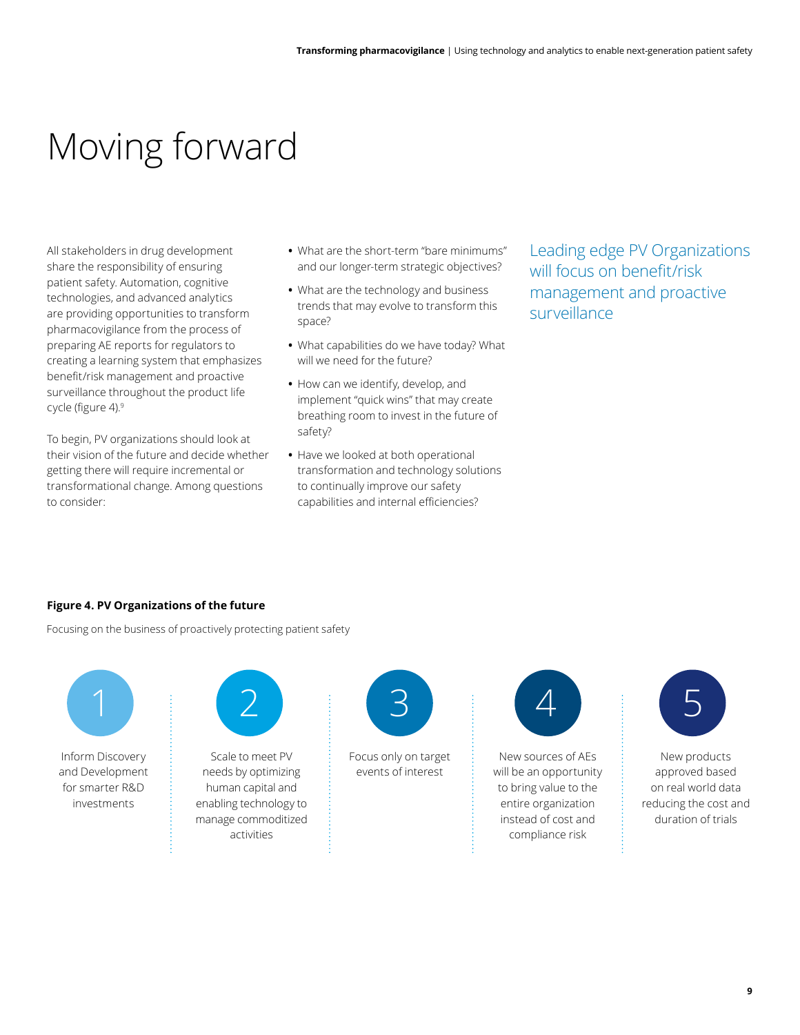# Moving forward

All stakeholders in drug development share the responsibility of ensuring patient safety. Automation, cognitive technologies, and advanced analytics are providing opportunities to transform pharmacovigilance from the process of preparing AE reports for regulators to creating a learning system that emphasizes benefit/risk management and proactive surveillance throughout the product life cycle (figure 4).[9]

To begin, PV organizations should look at their vision of the future and decide whether getting there will require incremental or transformational change. Among questions to consider:

- What are the short-term "bare minimums" and our longer-term strategic objectives?
- What are the technology and business trends that may evolve to transform this space?
- What capabilities do we have today? What will we need for the future?
- How can we identify, develop, and implement "quick wins" that may create breathing room to invest in the future of safety?
- Have we looked at both operational transformation and technology solutions to continually improve our safety capabilities and internal efficiencies?

Leading edge PV Organizations will focus on benefit/risk management and proactive surveillance

**Figure 4. PV Organizations of the future**

Focusing on the business of proactively protecting patient safety

1. Inform Discovery and Development for smarter R&D investments
2. Scale to meet PV needs by optimizing human capital and enabling technology to manage commoditized activities
3. Focus only on target events of interest
4. New sources of AEs will be an opportunity to bring value to the entire organization instead of cost and compliance risk
5. New products approved based on real world data reducing the cost and duration of trials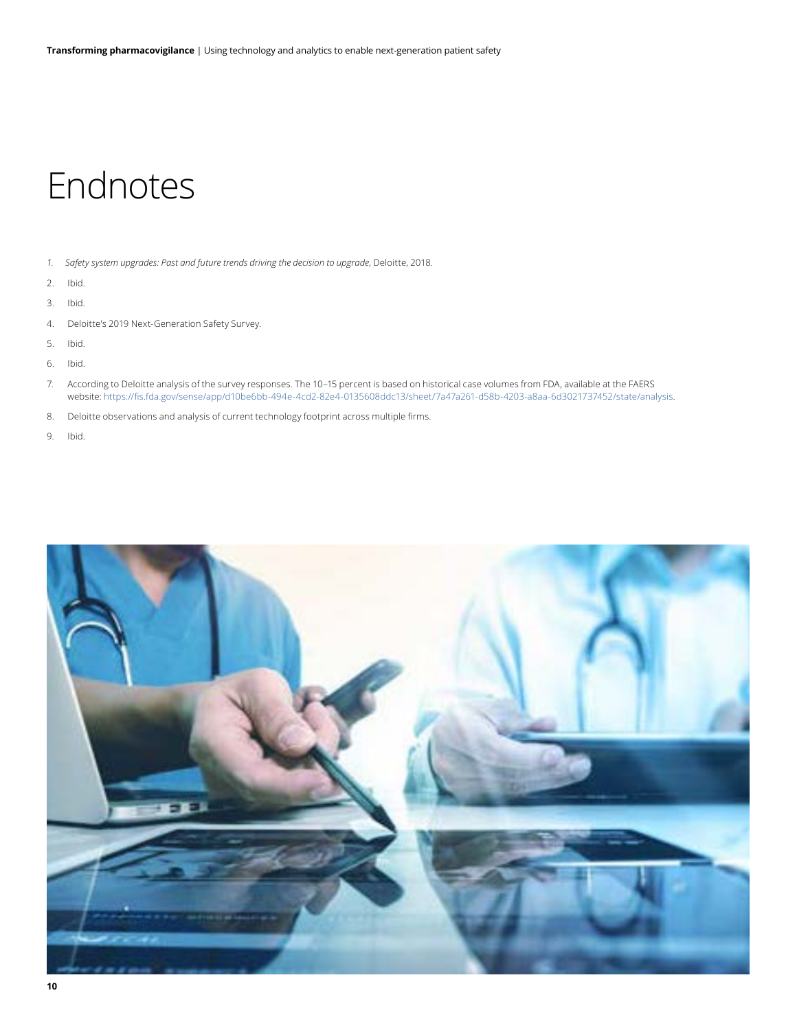# Endnotes

1. *Safety system upgrades: Past and future trends driving the decision to upgrade*, Deloitte, 2018.
2. Ibid.
3. Ibid.
4. Deloitte's 2019 Next-Generation Safety Survey.
5. Ibid.
6. Ibid.
7. According to Deloitte analysis of the survey responses. The 10–15 percent is based on historical case volumes from FDA, available at the FAERS website: https://fis.fda.gov/sense/app/d10be6bb-494e-4cd2-82e4-0135608ddc13/sheet/7a47a261-d58b-4203-a8aa-6d3021737452/state/analysis.
8. Deloitte observations and analysis of current technology footprint across multiple firms.
9. Ibid.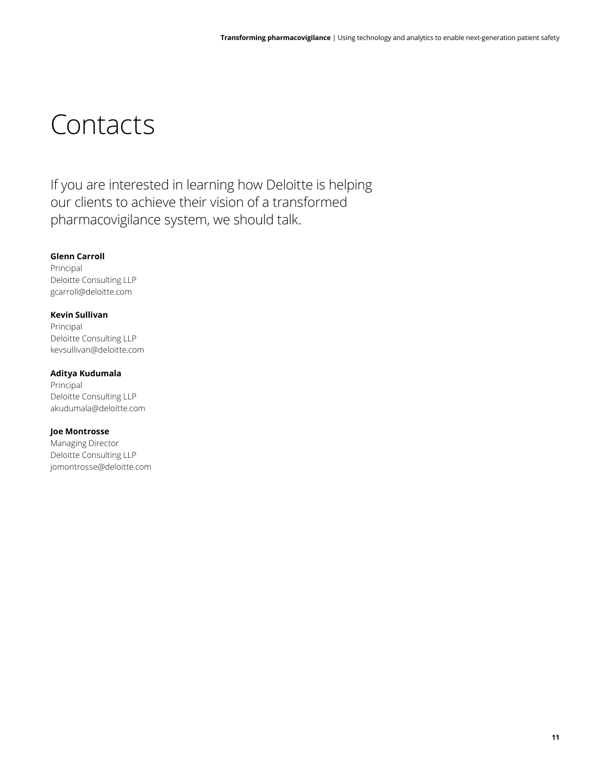# Contacts

If you are interested in learning how Deloitte is helping our clients to achieve their vision of a transformed pharmacovigilance system, we should talk.

**Glenn Carroll**
Principal
Deloitte Consulting LLP
gcarroll@deloitte.com

**Kevin Sullivan**
Principal
Deloitte Consulting LLP
kevsullivan@deloitte.com

**Aditya Kudumala**
Principal
Deloitte Consulting LLP
akudumala@deloitte.com

**Joe Montrosse**
Managing Director
Deloitte Consulting LLP
jomontrosse@deloitte.com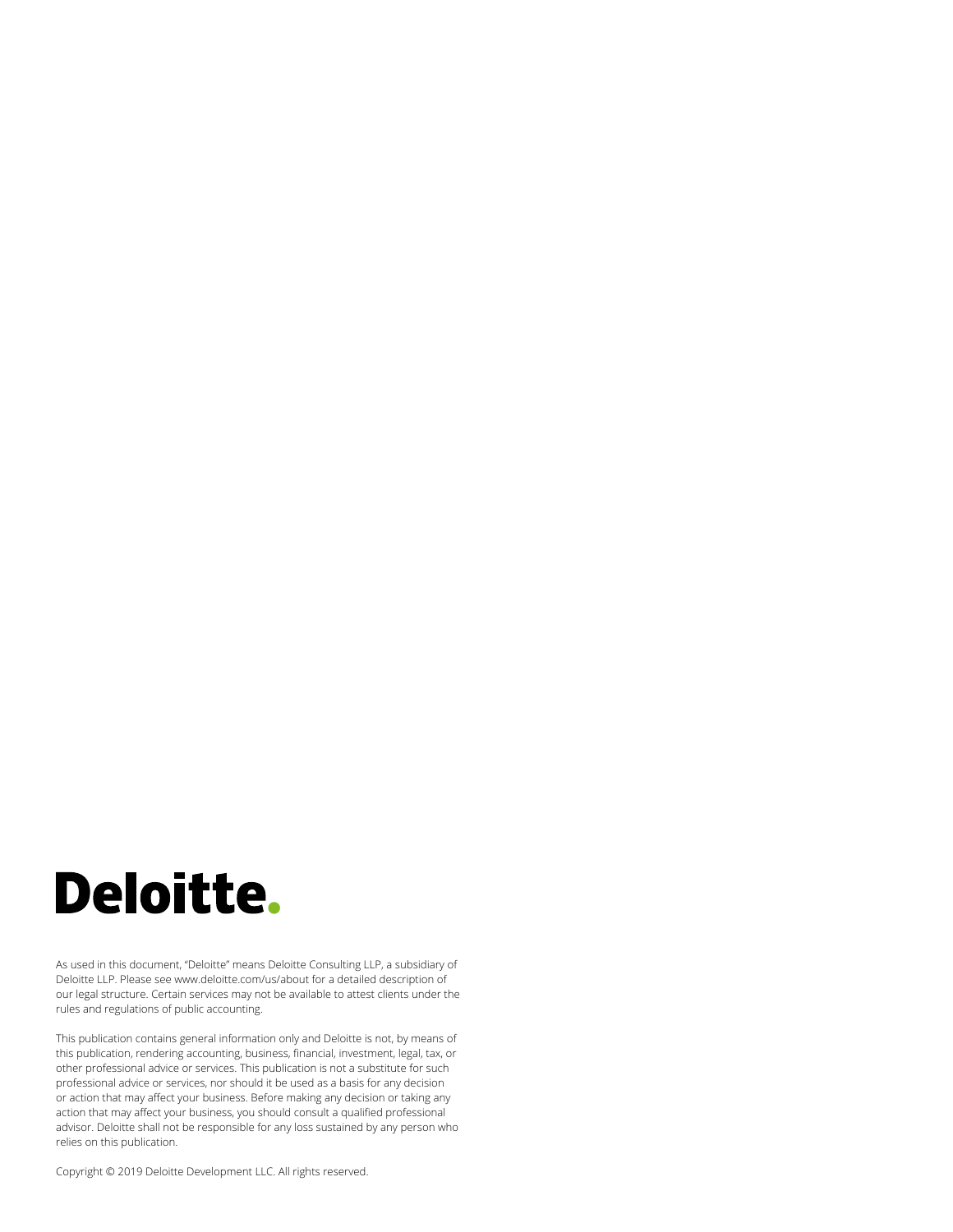Deloitte.

As used in this document, "Deloitte" means Deloitte Consulting LLP, a subsidiary of Deloitte LLP. Please see www.deloitte.com/us/about for a detailed description of our legal structure. Certain services may not be available to attest clients under the rules and regulations of public accounting.

This publication contains general information only and Deloitte is not, by means of this publication, rendering accounting, business, financial, investment, legal, tax, or other professional advice or services. This publication is not a substitute for such professional advice or services, nor should it be used as a basis for any decision or action that may affect your business. Before making any decision or taking any action that may affect your business, you should consult a qualified professional advisor. Deloitte shall not be responsible for any loss sustained by any person who relies on this publication.

Copyright © 2019 Deloitte Development LLC. All rights reserved.